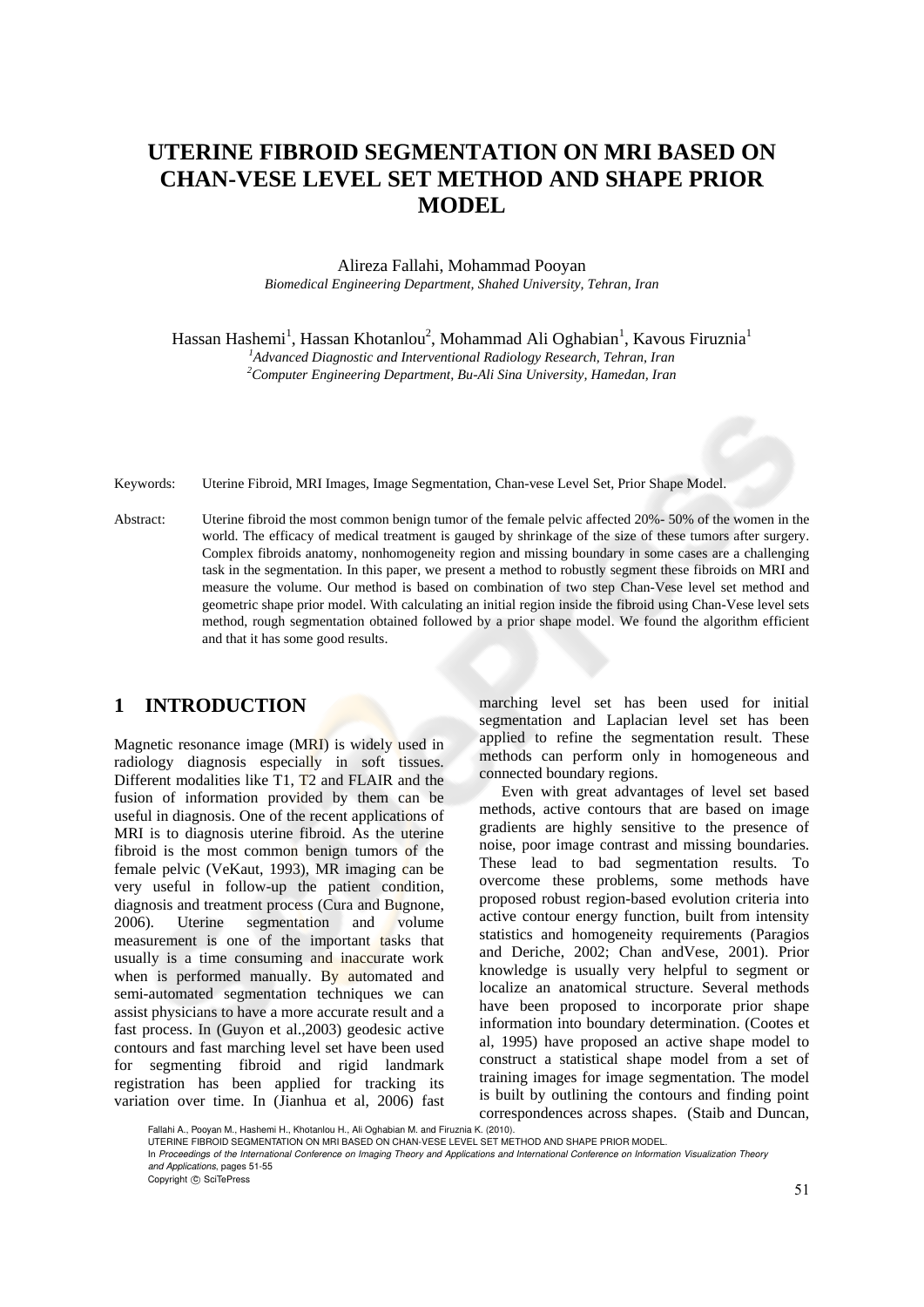# UTERINE FIBROID SEGMENTATION ON MRI BASED ON CHAN-VESE LEVEL SET METHOD AND SHAPE PRIOR MODEL

Alireza Fallahi, Mohammad Pooyan
*Biomedical Engineering Department, Shahed University, Tehran, Iran*

Hassan Hashemi[1], Hassan Khotanlou[2], Mohammad Ali Oghabian[1], Kavous Firuznia[1]
[1]*Advanced Diagnostic and Interventional Radiology Research, Tehran, Iran*
[2]*Computer Engineering Department, Bu-Ali Sina University, Hamedan, Iran*

Keywords: Uterine Fibroid, MRI Images, Image Segmentation, Chan-vese Level Set, Prior Shape Model.

Abstract: Uterine fibroid the most common benign tumor of the female pelvic affected 20%- 50% of the women in the world. The efficacy of medical treatment is gauged by shrinkage of the size of these tumors after surgery. Complex fibroids anatomy, nonhomogeneity region and missing boundary in some cases are a challenging task in the segmentation. In this paper, we present a method to robustly segment these fibroids on MRI and measure the volume. Our method is based on combination of two step Chan-Vese level set method and geometric shape prior model. With calculating an initial region inside the fibroid using Chan-Vese level sets method, rough segmentation obtained followed by a prior shape model. We found the algorithm efficient and that it has some good results.

## 1 INTRODUCTION

Magnetic resonance image (MRI) is widely used in radiology diagnosis especially in soft tissues. Different modalities like T1, T2 and FLAIR and the fusion of information provided by them can be useful in diagnosis. One of the recent applications of MRI is to diagnosis uterine fibroid. As the uterine fibroid is the most common benign tumors of the female pelvic (VeKaut, 1993), MR imaging can be very useful in follow-up the patient condition, diagnosis and treatment process (Cura and Bugnone, 2006). Uterine segmentation and volume measurement is one of the important tasks that usually is a time consuming and inaccurate work when is performed manually. By automated and semi-automated segmentation techniques we can assist physicians to have a more accurate result and a fast process. In (Guyon et al.,2003) geodesic active contours and fast marching level set have been used for segmenting fibroid and rigid landmark registration has been applied for tracking its variation over time. In (Jianhua et al, 2006) fast marching level set has been used for initial segmentation and Laplacian level set has been applied to refine the segmentation result. These methods can perform only in homogeneous and connected boundary regions.

Even with great advantages of level set based methods, active contours that are based on image gradients are highly sensitive to the presence of noise, poor image contrast and missing boundaries. These lead to bad segmentation results. To overcome these problems, some methods have proposed robust region-based evolution criteria into active contour energy function, built from intensity statistics and homogeneity requirements (Paragios and Deriche, 2002; Chan andVese, 2001). Prior knowledge is usually very helpful to segment or localize an anatomical structure. Several methods have been proposed to incorporate prior shape information into boundary determination. (Cootes et al, 1995) have proposed an active shape model to construct a statistical shape model from a set of training images for image segmentation. The model is built by outlining the contours and finding point correspondences across shapes. (Staib and Duncan,

Fallahi A., Pooyan M., Hashemi H., Khotanlou H., Ali Oghabian M. and Firuznia K. (2010).
UTERINE FIBROID SEGMENTATION ON MRI BASED ON CHAN-VESE LEVEL SET METHOD AND SHAPE PRIOR MODEL.
In *Proceedings of the International Conference on Imaging Theory and Applications and International Conference on Information Visualization Theory and Applications*, pages 51-55
Copyright © SciTePress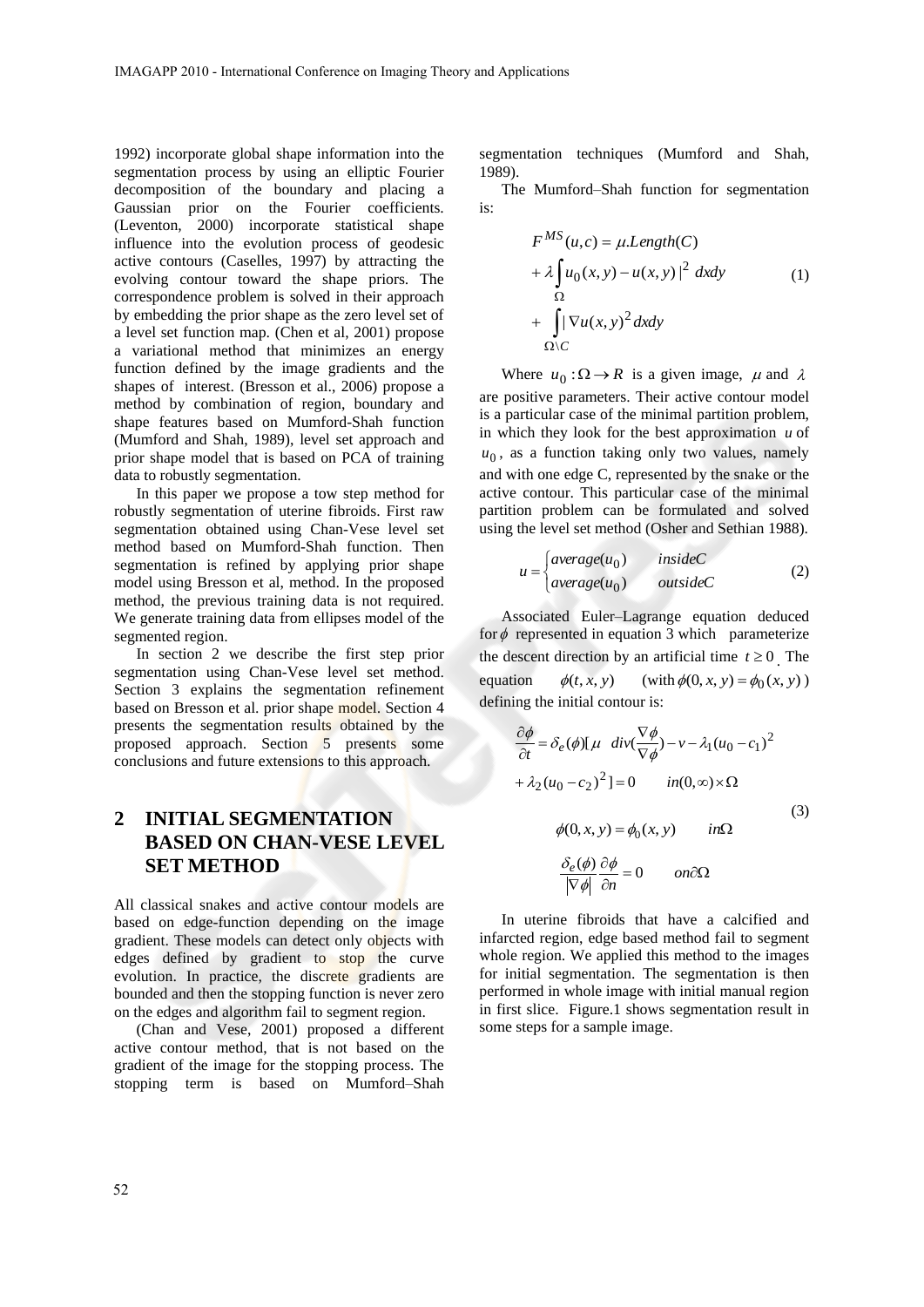1992) incorporate global shape information into the segmentation process by using an elliptic Fourier decomposition of the boundary and placing a Gaussian prior on the Fourier coefficients. (Leventon, 2000) incorporate statistical shape influence into the evolution process of geodesic active contours (Caselles, 1997) by attracting the evolving contour toward the shape priors. The correspondence problem is solved in their approach by embedding the prior shape as the zero level set of a level set function map. (Chen et al, 2001) propose a variational method that minimizes an energy function defined by the image gradients and the shapes of interest. (Bresson et al., 2006) propose a method by combination of region, boundary and shape features based on Mumford-Shah function (Mumford and Shah, 1989), level set approach and prior shape model that is based on PCA of training data to robustly segmentation.

In this paper we propose a tow step method for robustly segmentation of uterine fibroids. First raw segmentation obtained using Chan-Vese level set method based on Mumford-Shah function. Then segmentation is refined by applying prior shape model using Bresson et al, method. In the proposed method, the previous training data is not required. We generate training data from ellipses model of the segmented region.

In section 2 we describe the first step prior segmentation using Chan-Vese level set method. Section 3 explains the segmentation refinement based on Bresson et al. prior shape model. Section 4 presents the segmentation results obtained by the proposed approach. Section 5 presents some conclusions and future extensions to this approach.

## 2 INITIAL SEGMENTATION BASED ON CHAN-VESE LEVEL SET METHOD

All classical snakes and active contour models are based on edge-function depending on the image gradient. These models can detect only objects with edges defined by gradient to stop the curve evolution. In practice, the discrete gradients are bounded and then the stopping function is never zero on the edges and algorithm fail to segment region.

(Chan and Vese, 2001) proposed a different active contour method, that is not based on the gradient of the image for the stopping process. The stopping term is based on Mumford–Shah segmentation techniques (Mumford and Shah, 1989).

The Mumford–Shah function for segmentation is:

$$
\begin{aligned}
F^{MS}(u,c) &= \mu . Length(C) \\
&+ \lambda \int_{\Omega} |u_0(x,y) - u(x,y)|^2 \, dxdy \\
&+ \int_{\Omega \setminus C} |\nabla u(x,y)^2 \, dxdy
\end{aligned}
\tag{1}
$$

Where $u_0 : \Omega \to R$ is a given image, $\mu$ and $\lambda$ are positive parameters. Their active contour model is a particular case of the minimal partition problem, in which they look for the best approximation $u$ of $u_0$, as a function taking only two values, namely and with one edge C, represented by the snake or the active contour. This particular case of the minimal partition problem can be formulated and solved using the level set method (Osher and Sethian 1988).

$$
u = \begin{cases} average(u_0) & insideC \\ average(u_0) & outsideC \end{cases}
\tag{2}
$$

Associated Euler–Lagrange equation deduced for $\phi$ represented in equation 3 which parameterize the descent direction by an artificial time $t \geq 0$. The equation $\phi(t,x,y)$ (with $\phi(0,x,y) = \phi_0(x,y)$) defining the initial contour is:

$$
\begin{aligned}
&\frac{\partial \phi}{\partial t} = \delta_e(\phi)[\mu \;\; div(\frac{\nabla \phi}{\nabla \phi}) - v - \lambda_1 (u_0 - c_1)^2 \\
&+ \lambda_2 (u_0 - c_2)^2] = 0 \qquad in(0,\infty) \times \Omega \\
&\phi(0,x,y) = \phi_0(x,y) \qquad in\Omega \\
&\frac{\delta_e(\phi)}{|\nabla \phi|} \frac{\partial \phi}{\partial n} = 0 \qquad on\partial\Omega
\end{aligned}
\tag{3}
$$

In uterine fibroids that have a calcified and infarcted region, edge based method fail to segment whole region. We applied this method to the images for initial segmentation. The segmentation is then performed in whole image with initial manual region in first slice. Figure.1 shows segmentation result in some steps for a sample image.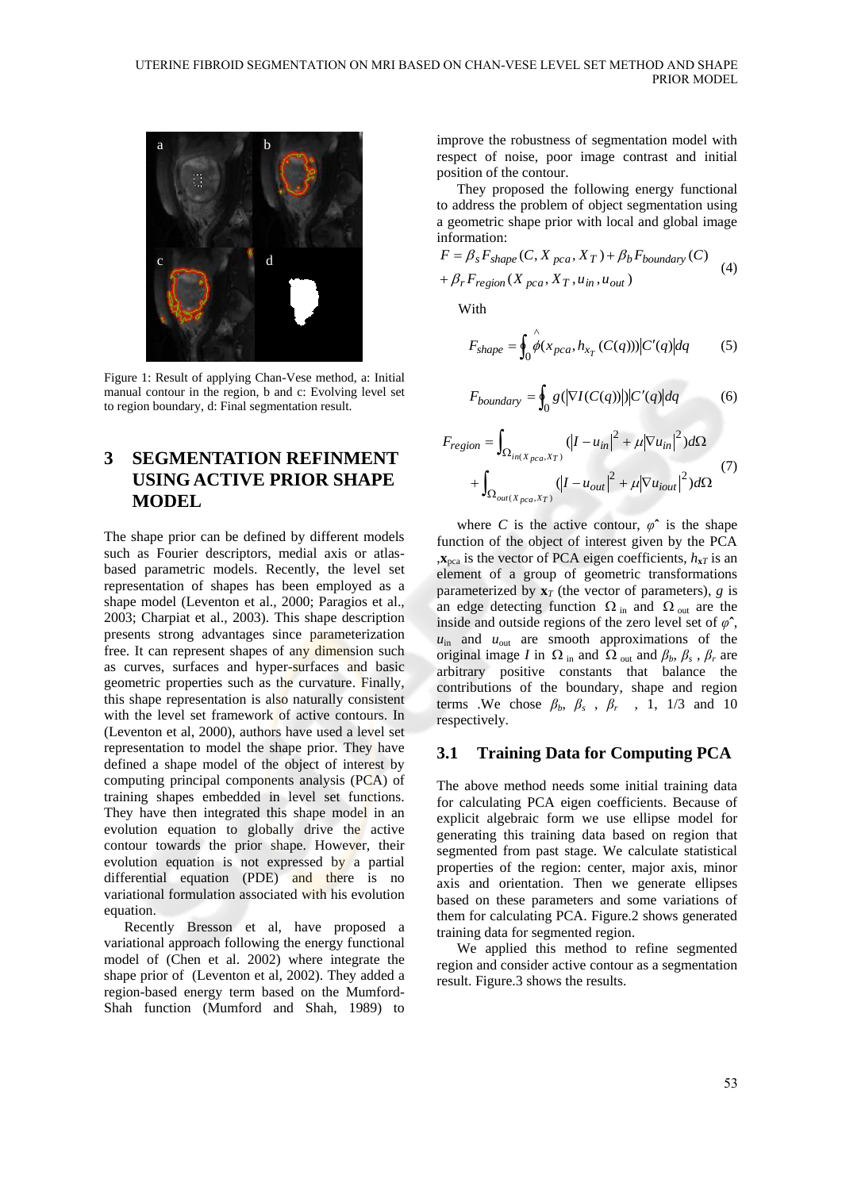Figure 1: Result of applying Chan-Vese method, a: Initial manual contour in the region, b and c: Evolving level set to region boundary, d: Final segmentation result.

## 3 SEGMENTATION REFINMENT USING ACTIVE PRIOR SHAPE MODEL

The shape prior can be defined by different models such as Fourier descriptors, medial axis or atlas-based parametric models. Recently, the level set representation of shapes has been employed as a shape model (Leventon et al., 2000; Paragios et al., 2003; Charpiat et al., 2003). This shape description presents strong advantages since parameterization free. It can represent shapes of any dimension such as curves, surfaces and hyper-surfaces and basic geometric properties such as the curvature. Finally, this shape representation is also naturally consistent with the level set framework of active contours. In (Leventon et al, 2000), authors have used a level set representation to model the shape prior. They have defined a shape model of the object of interest by computing principal components analysis (PCA) of training shapes embedded in level set functions. They have then integrated this shape model in an evolution equation to globally drive the active contour towards the prior shape. However, their evolution equation is not expressed by a partial differential equation (PDE) and there is no variational formulation associated with his evolution equation.

Recently Bresson et al, have proposed a variational approach following the energy functional model of (Chen et al. 2002) where integrate the shape prior of (Leventon et al, 2002). They added a region-based energy term based on the Mumford-Shah function (Mumford and Shah, 1989) to improve the robustness of segmentation model with respect of noise, poor image contrast and initial position of the contour.

They proposed the following energy functional to address the problem of object segmentation using a geometric shape prior with local and global image information:

$$F = \beta_s F_{shape}(C, X_{pca}, X_T) + \beta_b F_{boundary}(C) + \beta_r F_{region}(X_{pca}, X_T, u_{in}, u_{out}) \tag{4}$$

With

$$F_{shape} = \oint_0 \hat{\phi}(x_{pca}, h_{x_T}(C(q)))|C'(q)|dq \tag{5}$$

$$F_{boundary} = \oint_0 g(|\nabla I(C(q))|)|C'(q)|dq \tag{6}$$

$$F_{region} = \int_{\Omega_{in(X_{pca},X_T)}} (|I - u_{in}|^2 + \mu|\nabla u_{in}|^2)d\Omega + \int_{\Omega_{out(X_{pca},X_T)}} (|I - u_{out}|^2 + \mu|\nabla u_{iout}|^2)d\Omega \tag{7}$$

where $C$ is the active contour, $\hat{\varphi}$ is the shape function of the object of interest given by the PCA ,$\mathbf{x}_{pca}$ is the vector of PCA eigen coefficients, $h_{\mathbf{x}T}$ is an element of a group of geometric transformations parameterized by $\mathbf{x}_T$ (the vector of parameters), $g$ is an edge detecting function $\Omega_{in}$ and $\Omega_{out}$ are the inside and outside regions of the zero level set of $\hat{\varphi}$, $u_{in}$ and $u_{out}$ are smooth approximations of the original image $I$ in $\Omega_{in}$ and $\Omega_{out}$ and $\beta_b$, $\beta_s$ , $\beta_r$ are arbitrary positive constants that balance the contributions of the boundary, shape and region terms .We chose $\beta_b$, $\beta_s$ , $\beta_r$ , 1, 1/3 and 10 respectively.

### 3.1 Training Data for Computing PCA

The above method needs some initial training data for calculating PCA eigen coefficients. Because of explicit algebraic form we use ellipse model for generating this training data based on region that segmented from past stage. We calculate statistical properties of the region: center, major axis, minor axis and orientation. Then we generate ellipses based on these parameters and some variations of them for calculating PCA. Figure.2 shows generated training data for segmented region.

We applied this method to refine segmented region and consider active contour as a segmentation result. Figure.3 shows the results.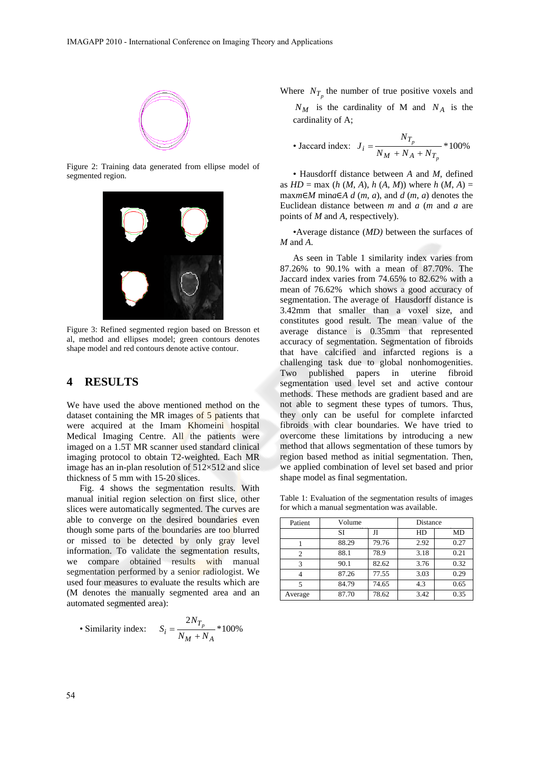Figure 2: Training data generated from ellipse model of segmented region.

Figure 3: Refined segmented region based on Bresson et al, method and ellipses model; green contours denotes shape model and red contours denote active contour.

## 4 RESULTS

We have used the above mentioned method on the dataset containing the MR images of 5 patients that were acquired at the Imam Khomeini hospital Medical Imaging Centre. All the patients were imaged on a 1.5T MR scanner used standard clinical imaging protocol to obtain T2-weighted. Each MR image has an in-plan resolution of 512×512 and slice thickness of 5 mm with 15-20 slices.

Fig. 4 shows the segmentation results. With manual initial region selection on first slice, other slices were automatically segmented. The curves are able to converge on the desired boundaries even though some parts of the boundaries are too blurred or missed to be detected by only gray level information. To validate the segmentation results, we compare obtained results with manual segmentation performed by a senior radiologist. We used four measures to evaluate the results which are (M denotes the manually segmented area and an automated segmented area):

- Similarity index: $S_i = \dfrac{2N_{T_p}}{N_M + N_A} * 100\%$

Where $N_{T_p}$ the number of true positive voxels and $N_M$ is the cardinality of M and $N_A$ is the cardinality of A;

- Jaccard index: $J_i = \dfrac{N_{T_p}}{N_M + N_A + N_{T_p}} * 100\%$

- Hausdorff distance between *A* and *M*, defined as $HD = \max(h(M, A), h(A, M))$ where $h(M, A) = \max_{m \in M} \min_{a \in A} d(m, a)$, and $d(m, a)$ denotes the Euclidean distance between *m* and *a* (*m* and *a* are points of *M* and *A*, respectively).

- Average distance (*MD)* between the surfaces of *M* and *A*.

As seen in Table 1 similarity index varies from 87.26% to 90.1% with a mean of 87.70%. The Jaccard index varies from 74.65% to 82.62% with a mean of 76.62% which shows a good accuracy of segmentation. The average of Hausdorff distance is 3.42mm that smaller than a voxel size, and constitutes good result. The mean value of the average distance is 0.35mm that represented accuracy of segmentation. Segmentation of fibroids that have calcified and infarcted regions is a challenging task due to global nonhomogenities. Two published papers in uterine fibroid segmentation used level set and active contour methods. These methods are gradient based and are not able to segment these types of tumors. Thus, they only can be useful for complete infarcted fibroids with clear boundaries. We have tried to overcome these limitations by introducing a new method that allows segmentation of these tumors by region based method as initial segmentation. Then, we applied combination of level set based and prior shape model as final segmentation.

Table 1: Evaluation of the segmentation results of images for which a manual segmentation was available.

| Patient | Volume | | Distance | |
|---|---|---|---|---|
| | SI | JI | HD | MD |
| 1 | 88.29 | 79.76 | 2.92 | 0.27 |
| 2 | 88.1 | 78.9 | 3.18 | 0.21 |
| 3 | 90.1 | 82.62 | 3.76 | 0.32 |
| 4 | 87.26 | 77.55 | 3.03 | 0.29 |
| 5 | 84.79 | 74.65 | 4.3 | 0.65 |
| Average | 87.70 | 78.62 | 3.42 | 0.35 |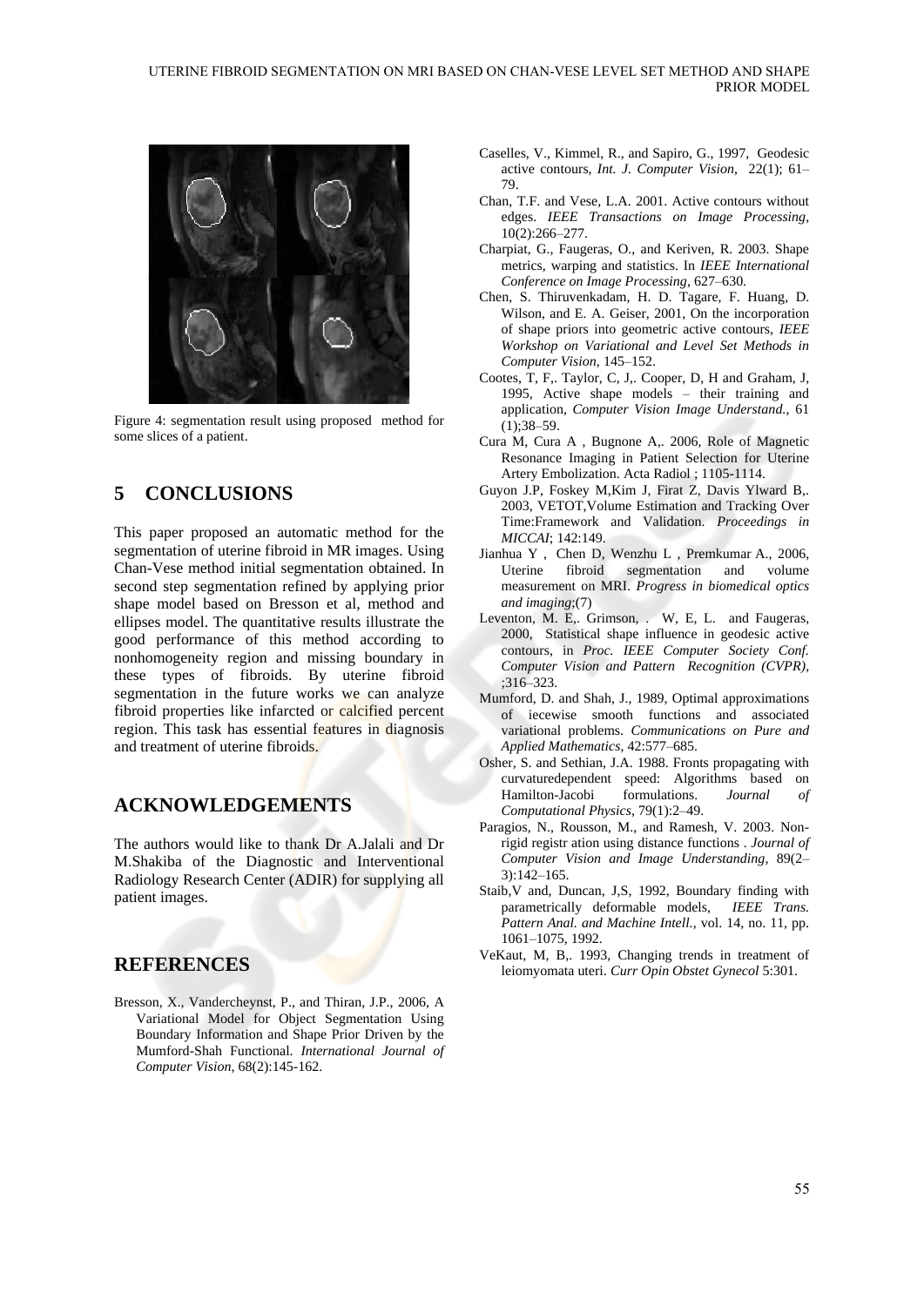Figure 4: segmentation result using proposed method for some slices of a patient.

## 5 CONCLUSIONS

This paper proposed an automatic method for the segmentation of uterine fibroid in MR images. Using Chan-Vese method initial segmentation obtained. In second step segmentation refined by applying prior shape model based on Bresson et al, method and ellipses model. The quantitative results illustrate the good performance of this method according to nonhomogeneity region and missing boundary in these types of fibroids. By uterine fibroid segmentation in the future works we can analyze fibroid properties like infarcted or calcified percent region. This task has essential features in diagnosis and treatment of uterine fibroids.

## ACKNOWLEDGEMENTS

The authors would like to thank Dr A.Jalali and Dr M.Shakiba of the Diagnostic and Interventional Radiology Research Center (ADIR) for supplying all patient images.

## REFERENCES

Bresson, X., Vandercheynst, P., and Thiran, J.P., 2006, A Variational Model for Object Segmentation Using Boundary Information and Shape Prior Driven by the Mumford-Shah Functional. *International Journal of Computer Vision*, 68(2):145-162.

Caselles, V., Kimmel, R., and Sapiro, G., 1997, Geodesic active contours, *Int. J. Computer Vision*, 22(1); 61–79.

Chan, T.F. and Vese, L.A. 2001. Active contours without edges. *IEEE Transactions on Image Processing*, 10(2):266–277.

Charpiat, G., Faugeras, O., and Keriven, R. 2003. Shape metrics, warping and statistics. In *IEEE International Conference on Image Processing*, 627–630.

Chen, S. Thiruvenkadam, H. D. Tagare, F. Huang, D. Wilson, and E. A. Geiser, 2001, On the incorporation of shape priors into geometric active contours, *IEEE Workshop on Variational and Level Set Methods in Computer Vision*, 145–152.

Cootes, T, F,. Taylor, C, J,. Cooper, D, H and Graham, J, 1995, Active shape models – their training and application, *Computer Vision Image Understand.*, 61 (1);38–59.

Cura M, Cura A , Bugnone A,. 2006, Role of Magnetic Resonance Imaging in Patient Selection for Uterine Artery Embolization. Acta Radiol ; 1105-1114.

Guyon J.P, Foskey M,Kim J, Firat Z, Davis Ylward B,. 2003, VETOT,Volume Estimation and Tracking Over Time:Framework and Validation. *Proceedings in MICCAI*; 142:149.

Jianhua Y , Chen D, Wenzhu L , Premkumar A., 2006, Uterine fibroid segmentation and volume measurement on MRI. *Progress in biomedical optics and imaging*;(7)

Leventon, M. E,. Grimson, . W, E, L. and Faugeras, 2000, Statistical shape influence in geodesic active contours, in *Proc. IEEE Computer Society Conf. Computer Vision and Pattern Recognition (CVPR)*, ;316–323.

Mumford, D. and Shah, J., 1989, Optimal approximations of iecewise smooth functions and associated variational problems. *Communications on Pure and Applied Mathematics*, 42:577–685.

Osher, S. and Sethian, J.A. 1988. Fronts propagating with curvaturedependent speed: Algorithms based on Hamilton-Jacobi formulations. *Journal of Computational Physics*, 79(1):2–49.

Paragios, N., Rousson, M., and Ramesh, V. 2003. Non-rigid registr ation using distance functions . *Journal of Computer Vision and Image Understanding*, 89(2–3):142–165.

Staib,V and, Duncan, J,S, 1992, Boundary finding with parametrically deformable models, *IEEE Trans. Pattern Anal. and Machine Intell.*, vol. 14, no. 11, pp. 1061–1075, 1992.

VeKaut, M, B,. 1993, Changing trends in treatment of leiomyomata uteri. *Curr Opin Obstet Gynecol* 5:301.